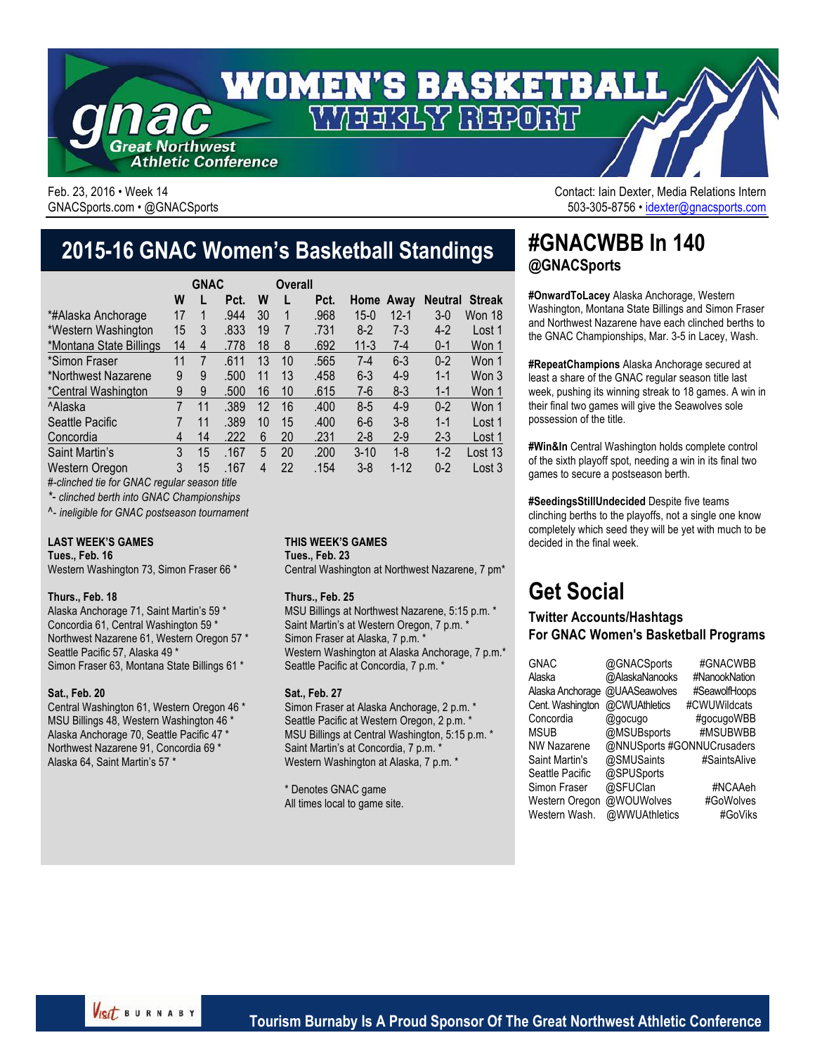# Women's Basketball Weekly Report

**gnac** Great Northwest Athletic Conference

Feb. 23, 2016 • Week 14
GNACSports.com • @GNACSports

Contact: Iain Dexter, Media Relations Intern
503-305-8756 • idexter@gnacsports.com

## 2015-16 GNAC Women's Basketball Standings

| | GNAC | | | Overall | | | | | | |
|---|---|---|---|---|---|---|---|---|---|---|
| | W | L | Pct. | W | L | Pct. | Home | Away | Neutral | Streak |
| *#Alaska Anchorage | 17 | 1 | .944 | 30 | 1 | .968 | 15-0 | 12-1 | 3-0 | Won 18 |
| *Western Washington | 15 | 3 | .833 | 19 | 7 | .731 | 8-2 | 7-3 | 4-2 | Lost 1 |
| *Montana State Billings | 14 | 4 | .778 | 18 | 8 | .692 | 11-3 | 7-4 | 0-1 | Won 1 |
| *Simon Fraser | 11 | 7 | .611 | 13 | 10 | .565 | 7-4 | 6-3 | 0-2 | Won 1 |
| *Northwest Nazarene | 9 | 9 | .500 | 11 | 13 | .458 | 6-3 | 4-9 | 1-1 | Won 3 |
| *Central Washington | 9 | 9 | .500 | 16 | 10 | .615 | 7-6 | 8-3 | 1-1 | Won 1 |
| ^Alaska | 7 | 11 | .389 | 12 | 16 | .400 | 8-5 | 4-9 | 0-2 | Won 1 |
| Seattle Pacific | 7 | 11 | .389 | 10 | 15 | .400 | 6-6 | 3-8 | 1-1 | Lost 1 |
| Concordia | 4 | 14 | .222 | 6 | 20 | .231 | 2-8 | 2-9 | 2-3 | Lost 1 |
| Saint Martin's | 3 | 15 | .167 | 5 | 20 | .200 | 3-10 | 1-8 | 1-2 | Lost 13 |
| Western Oregon | 3 | 15 | .167 | 4 | 22 | .154 | 3-8 | 1-12 | 0-2 | Lost 3 |

*#-clinched tie for GNAC regular season title*
*\*- clinched berth into GNAC Championships*
*^- ineligible for GNAC postseason tournament*

### LAST WEEK'S GAMES

**Tues., Feb. 16**
Western Washington 73, Simon Fraser 66 *

**Thurs., Feb. 18**
Alaska Anchorage 71, Saint Martin's 59 *
Concordia 61, Central Washington 59 *
Northwest Nazarene 61, Western Oregon 57 *
Seattle Pacific 57, Alaska 49 *
Simon Fraser 63, Montana State Billings 61 *

**Sat., Feb. 20**
Central Washington 61, Western Oregon 46 *
MSU Billings 48, Western Washington 46 *
Alaska Anchorage 70, Seattle Pacific 47 *
Northwest Nazarene 91, Concordia 69 *
Alaska 64, Saint Martin's 57 *

### THIS WEEK'S GAMES

**Tues., Feb. 23**
Central Washington at Northwest Nazarene, 7 pm*

**Thurs., Feb. 25**
MSU Billings at Northwest Nazarene, 5:15 p.m. *
Saint Martin's at Western Oregon, 7 p.m. *
Simon Fraser at Alaska, 7 p.m. *
Western Washington at Alaska Anchorage, 7 p.m.*
Seattle Pacific at Concordia, 7 p.m. *

**Sat., Feb. 27**
Simon Fraser at Alaska Anchorage, 2 p.m. *
Seattle Pacific at Western Oregon, 2 p.m. *
MSU Billings at Central Washington, 5:15 p.m. *
Saint Martin's at Concordia, 7 p.m. *
Western Washington at Alaska, 7 p.m. *

\* Denotes GNAC game
All times local to game site.

## #GNACWBB In 140
### @GNACSports

**#OnwardToLacey** Alaska Anchorage, Western Washington, Montana State Billings and Simon Fraser and Northwest Nazarene have each clinched berths to the GNAC Championships, Mar. 3-5 in Lacey, Wash.

**#RepeatChampions** Alaska Anchorage secured at least a share of the GNAC regular season title last week, pushing its winning streak to 18 games. A win in their final two games will give the Seawolves sole possession of the title.

**#Win&In** Central Washington holds complete control of the sixth playoff spot, needing a win in its final two games to secure a postseason berth.

**#SeedingsStillUndecided** Despite five teams clinching berths to the playoffs, not a single one know completely which seed they will be yet with much to be decided in the final week.

## Get Social

### Twitter Accounts/Hashtags For GNAC Women's Basketball Programs

| | | |
|---|---|---|
| GNAC | @GNACSports | #GNACWBB |
| Alaska | @AlaskaNanooks | #NanookNation |
| Alaska Anchorage | @UAASeawolves | #SeawolfHoops |
| Cent. Washington | @CWUAthletics | #CWUWildcats |
| Concordia | @gocugo | #gocugoWBB |
| MSUB | @MSUBsports | #MSUBWBB |
| NW Nazarene | @NNUSports | #GONNUCrusaders |
| Saint Martin's | @SMUSaints | #SaintsAlive |
| Seattle Pacific | @SPUSports | |
| Simon Fraser | @SFUClan | #NCAAeh |
| Western Oregon | @WOUWolves | #GoWolves |
| Western Wash. | @WWUAthletics | #GoViks |

Visit Burnaby — Tourism Burnaby Is A Proud Sponsor Of The Great Northwest Athletic Conference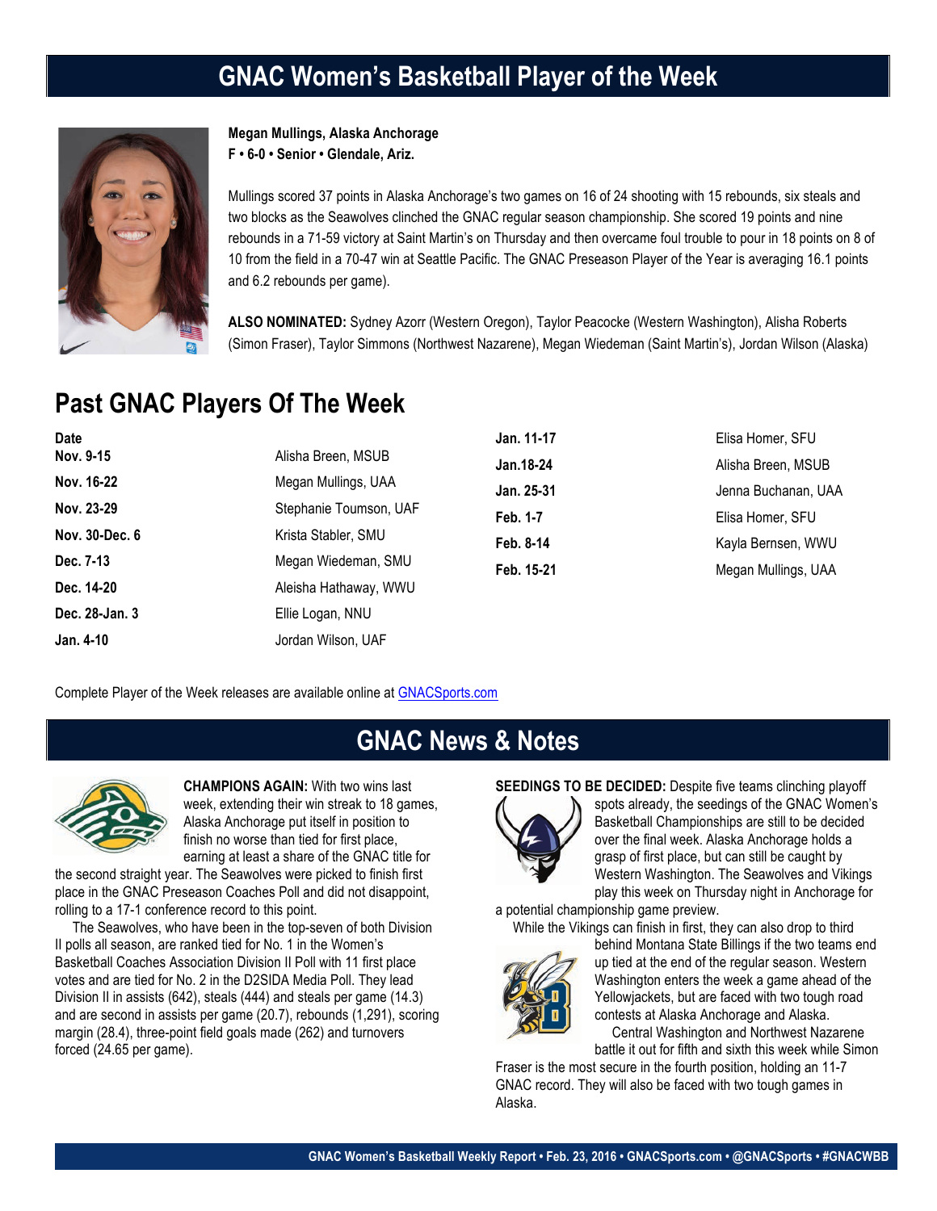# GNAC Women's Basketball Player of the Week

**Megan Mullings, Alaska Anchorage**
**F • 6-0 • Senior • Glendale, Ariz.**

Mullings scored 37 points in Alaska Anchorage's two games on 16 of 24 shooting with 15 rebounds, six steals and two blocks as the Seawolves clinched the GNAC regular season championship. She scored 19 points and nine rebounds in a 71-59 victory at Saint Martin's on Thursday and then overcame foul trouble to pour in 18 points on 8 of 10 from the field in a 70-47 win at Seattle Pacific. The GNAC Preseason Player of the Year is averaging 16.1 points and 6.2 rebounds per game).

**ALSO NOMINATED:** Sydney Azorr (Western Oregon), Taylor Peacocke (Western Washington), Alisha Roberts (Simon Fraser), Taylor Simmons (Northwest Nazarene), Megan Wiedeman (Saint Martin's), Jordan Wilson (Alaska)

## Past GNAC Players Of The Week

| Date | Player |
|---|---|
| **Nov. 9-15** | Alisha Breen, MSUB |
| **Nov. 16-22** | Megan Mullings, UAA |
| **Nov. 23-29** | Stephanie Toumson, UAF |
| **Nov. 30-Dec. 6** | Krista Stabler, SMU |
| **Dec. 7-13** | Megan Wiedeman, SMU |
| **Dec. 14-20** | Aleisha Hathaway, WWU |
| **Dec. 28-Jan. 3** | Ellie Logan, NNU |
| **Jan. 4-10** | Jordan Wilson, UAF |
| **Jan. 11-17** | Elisa Homer, SFU |
| **Jan.18-24** | Alisha Breen, MSUB |
| **Jan. 25-31** | Jenna Buchanan, UAA |
| **Feb. 1-7** | Elisa Homer, SFU |
| **Feb. 8-14** | Kayla Bernsen, WWU |
| **Feb. 15-21** | Megan Mullings, UAA |

Complete Player of the Week releases are available online at GNACSports.com

# GNAC News & Notes

**CHAMPIONS AGAIN:** With two wins last week, extending their win streak to 18 games, Alaska Anchorage put itself in position to finish no worse than tied for first place, earning at least a share of the GNAC title for the second straight year. The Seawolves were picked to finish first place in the GNAC Preseason Coaches Poll and did not disappoint, rolling to a 17-1 conference record to this point.

The Seawolves, who have been in the top-seven of both Division II polls all season, are ranked tied for No. 1 in the Women's Basketball Coaches Association Division II Poll with 11 first place votes and are tied for No. 2 in the D2SIDA Media Poll. They lead Division II in assists (642), steals (444) and steals per game (14.3) and are second in assists per game (20.7), rebounds (1,291), scoring margin (28.4), three-point field goals made (262) and turnovers forced (24.65 per game).

**SEEDINGS TO BE DECIDED:** Despite five teams clinching playoff spots already, the seedings of the GNAC Women's Basketball Championships are still to be decided over the final week. Alaska Anchorage holds a grasp of first place, but can still be caught by Western Washington. The Seawolves and Vikings play this week on Thursday night in Anchorage for a potential championship game preview.

While the Vikings can finish in first, they can also drop to third behind Montana State Billings if the two teams end up tied at the end of the regular season. Western Washington enters the week a game ahead of the Yellowjackets, but are faced with two tough road contests at Alaska Anchorage and Alaska.

Central Washington and Northwest Nazarene battle it out for fifth and sixth this week while Simon Fraser is the most secure in the fourth position, holding an 11-7 GNAC record. They will also be faced with two tough games in Alaska.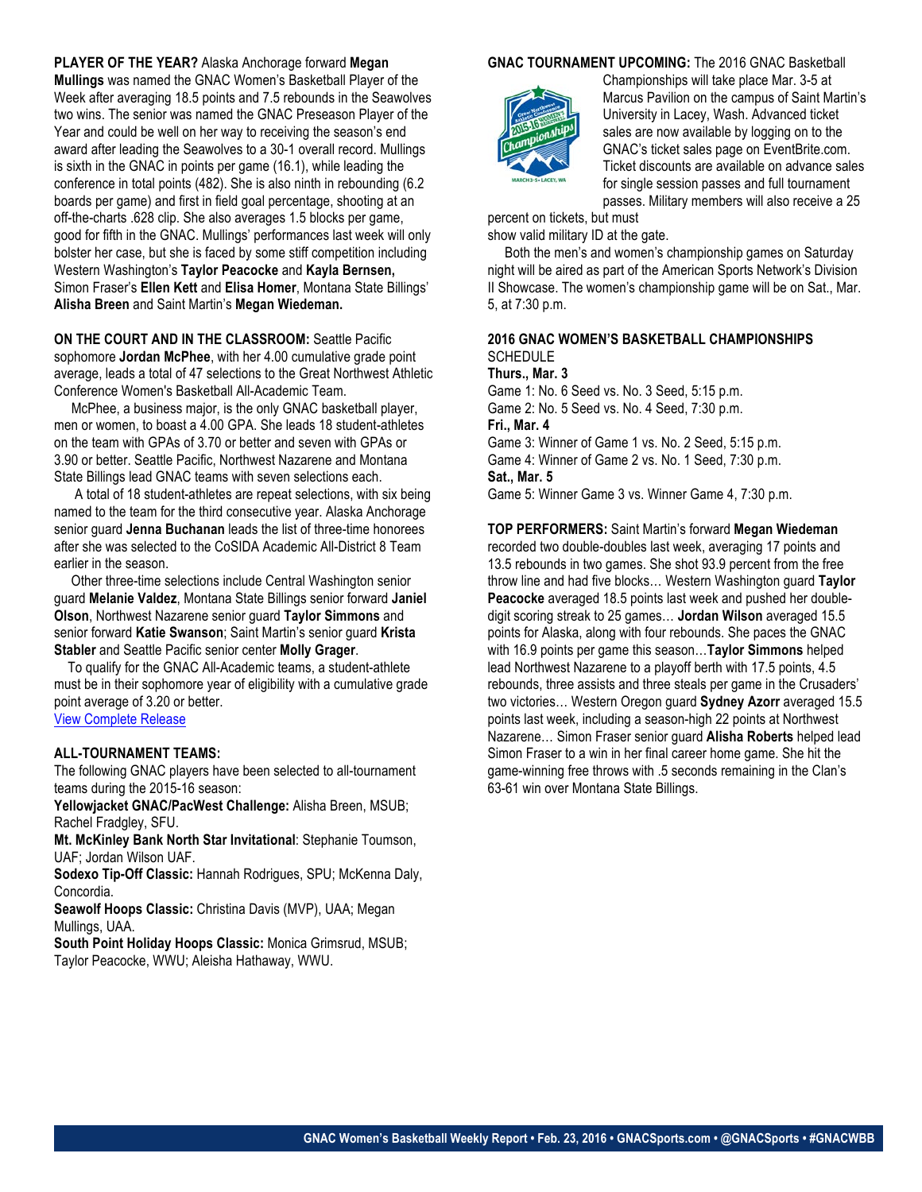**PLAYER OF THE YEAR?** Alaska Anchorage forward **Megan Mullings** was named the GNAC Women's Basketball Player of the Week after averaging 18.5 points and 7.5 rebounds in the Seawolves two wins. The senior was named the GNAC Preseason Player of the Year and could be well on her way to receiving the season's end award after leading the Seawolves to a 30-1 overall record. Mullings is sixth in the GNAC in points per game (16.1), while leading the conference in total points (482). She is also ninth in rebounding (6.2 boards per game) and first in field goal percentage, shooting at an off-the-charts .628 clip. She also averages 1.5 blocks per game, good for fifth in the GNAC. Mullings' performances last week will only bolster her case, but she is faced by some stiff competition including Western Washington's **Taylor Peacocke** and **Kayla Bernsen,** Simon Fraser's **Ellen Kett** and **Elisa Homer**, Montana State Billings' **Alisha Breen** and Saint Martin's **Megan Wiedeman.**

**ON THE COURT AND IN THE CLASSROOM:** Seattle Pacific sophomore **Jordan McPhee**, with her 4.00 cumulative grade point average, leads a total of 47 selections to the Great Northwest Athletic Conference Women's Basketball All-Academic Team.

McPhee, a business major, is the only GNAC basketball player, men or women, to boast a 4.00 GPA. She leads 18 student-athletes on the team with GPAs of 3.70 or better and seven with GPAs or 3.90 or better. Seattle Pacific, Northwest Nazarene and Montana State Billings lead GNAC teams with seven selections each.

A total of 18 student-athletes are repeat selections, with six being named to the team for the third consecutive year. Alaska Anchorage senior guard **Jenna Buchanan** leads the list of three-time honorees after she was selected to the CoSIDA Academic All-District 8 Team earlier in the season.

Other three-time selections include Central Washington senior guard **Melanie Valdez**, Montana State Billings senior forward **Janiel Olson**, Northwest Nazarene senior guard **Taylor Simmons** and senior forward **Katie Swanson**; Saint Martin's senior guard **Krista Stabler** and Seattle Pacific senior center **Molly Grager**.

To qualify for the GNAC All-Academic teams, a student-athlete must be in their sophomore year of eligibility with a cumulative grade point average of 3.20 or better.

View Complete Release

**ALL-TOURNAMENT TEAMS:**

The following GNAC players have been selected to all-tournament teams during the 2015-16 season:

**Yellowjacket GNAC/PacWest Challenge:** Alisha Breen, MSUB; Rachel Fradgley, SFU.

**Mt. McKinley Bank North Star Invitational**: Stephanie Toumson, UAF; Jordan Wilson UAF.

**Sodexo Tip-Off Classic:** Hannah Rodrigues, SPU; McKenna Daly, Concordia.

**Seawolf Hoops Classic:** Christina Davis (MVP), UAA; Megan Mullings, UAA.

**South Point Holiday Hoops Classic:** Monica Grimsrud, MSUB; Taylor Peacocke, WWU; Aleisha Hathaway, WWU.

**GNAC TOURNAMENT UPCOMING:** The 2016 GNAC Basketball Championships will take place Mar. 3-5 at Marcus Pavilion on the campus of Saint Martin's University in Lacey, Wash. Advanced ticket sales are now available by logging on to the GNAC's ticket sales page on EventBrite.com. Ticket discounts are available on advance sales for single session passes and full tournament passes. Military members will also receive a 25 percent on tickets, but must show valid military ID at the gate.

Both the men's and women's championship games on Saturday night will be aired as part of the American Sports Network's Division II Showcase. The women's championship game will be on Sat., Mar. 5, at 7:30 p.m.

**2016 GNAC WOMEN'S BASKETBALL CHAMPIONSHIPS**

SCHEDULE

**Thurs., Mar. 3**

Game 1: No. 6 Seed vs. No. 3 Seed, 5:15 p.m.

Game 2: No. 5 Seed vs. No. 4 Seed, 7:30 p.m.

**Fri., Mar. 4**

Game 3: Winner of Game 1 vs. No. 2 Seed, 5:15 p.m.

Game 4: Winner of Game 2 vs. No. 1 Seed, 7:30 p.m.

**Sat., Mar. 5**

Game 5: Winner Game 3 vs. Winner Game 4, 7:30 p.m.

**TOP PERFORMERS:** Saint Martin's forward **Megan Wiedeman** recorded two double-doubles last week, averaging 17 points and 13.5 rebounds in two games. She shot 93.9 percent from the free throw line and had five blocks… Western Washington guard **Taylor Peacocke** averaged 18.5 points last week and pushed her double-digit scoring streak to 25 games… **Jordan Wilson** averaged 15.5 points for Alaska, along with four rebounds. She paces the GNAC with 16.9 points per game this season…**Taylor Simmons** helped lead Northwest Nazarene to a playoff berth with 17.5 points, 4.5 rebounds, three assists and three steals per game in the Crusaders' two victories… Western Oregon guard **Sydney Azorr** averaged 15.5 points last week, including a season-high 22 points at Northwest Nazarene… Simon Fraser senior guard **Alisha Roberts** helped lead Simon Fraser to a win in her final career home game. She hit the game-winning free throws with .5 seconds remaining in the Clan's 63-61 win over Montana State Billings.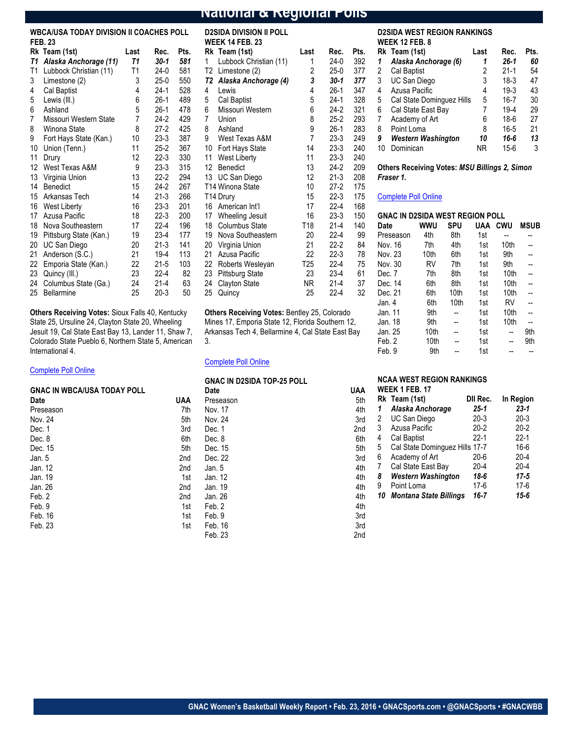# National & Regional Polls

## WBCA/USA TODAY DIVISION II COACHES POLL
### FEB. 23

| Rk | Team (1st) | Last | Rec. | Pts. |
|---|---|---|---|---|
| ***T1*** | ***Alaska Anchorage (11)*** | ***T1*** | ***30-1*** | ***581*** |
| T1 | Lubbock Christian (11) | T1 | 24-0 | 581 |
| 3 | Limestone (2) | 3 | 25-0 | 550 |
| 4 | Cal Baptist | 4 | 24-1 | 528 |
| 5 | Lewis (Ill.) | 6 | 26-1 | 489 |
| 6 | Ashland | 5 | 26-1 | 478 |
| 7 | Missouri Western State | 7 | 24-2 | 429 |
| 8 | Winona State | 8 | 27-2 | 425 |
| 9 | Fort Hays State (Kan.) | 10 | 23-3 | 387 |
| 10 | Union (Tenn.) | 11 | 25-2 | 367 |
| 11 | Drury | 12 | 22-3 | 330 |
| 12 | West Texas A&M | 9 | 23-3 | 315 |
| 13 | Virginia Union | 13 | 22-2 | 294 |
| 14 | Benedict | 15 | 24-2 | 267 |
| 15 | Arkansas Tech | 14 | 21-3 | 266 |
| 16 | West Liberty | 16 | 23-3 | 201 |
| 17 | Azusa Pacific | 18 | 22-3 | 200 |
| 18 | Nova Southeastern | 17 | 22-4 | 196 |
| 19 | Pittsburg State (Kan.) | 19 | 23-4 | 177 |
| 20 | UC San Diego | 20 | 21-3 | 141 |
| 21 | Anderson (S.C.) | 21 | 19-4 | 113 |
| 22 | Emporia State (Kan.) | 22 | 21-5 | 103 |
| 23 | Quincy (Ill.) | 23 | 22-4 | 82 |
| 24 | Columbus State (Ga.) | 24 | 21-4 | 63 |
| 25 | Bellarmine | 25 | 20-3 | 50 |

**Others Receiving Votes:** Sioux Falls 40, Kentucky State 25, Ursuline 24, Clayton State 20, Wheeling Jesuit 19, Cal State East Bay 13, Lander 11, Shaw 7, Colorado State Pueblo 6, Northern State 5, American International 4.

Complete Poll Online

## GNAC IN WBCA/USA TODAY POLL

| Date | UAA |
|---|---|
| Preseason | 7th |
| Nov. 24 | 5th |
| Dec. 1 | 3rd |
| Dec. 8 | 6th |
| Dec. 15 | 5th |
| Jan. 5 | 2nd |
| Jan. 12 | 2nd |
| Jan. 19 | 1st |
| Jan. 26 | 2nd |
| Feb. 2 | 2nd |
| Feb. 9 | 1st |
| Feb. 16 | 1st |
| Feb. 23 | 1st |

## D2SIDA DIVISION II POLL
### WEEK 14 FEB. 23

| Rk | Team (1st) | Last | Rec. | Pts. |
|---|---|---|---|---|
| 1 | Lubbock Christian (11) | 1 | 24-0 | 392 |
| T2 | Limestone (2) | 2 | 25-0 | 377 |
| ***T2*** | ***Alaska Anchorage (4)*** | ***3*** | ***30-1*** | ***377*** |
| 4 | Lewis | 4 | 26-1 | 347 |
| 5 | Cal Baptist | 5 | 24-1 | 328 |
| 6 | Missouri Western | 6 | 24-2 | 321 |
| 7 | Union | 8 | 25-2 | 293 |
| 8 | Ashland | 9 | 26-1 | 283 |
| 9 | West Texas A&M | 7 | 23-3 | 249 |
| 10 | Fort Hays State | 14 | 23-3 | 240 |
| 11 | West Liberty | 11 | 23-3 | 240 |
| 12 | Benedict | 13 | 24-2 | 209 |
| 13 | UC San Diego | 12 | 21-3 | 208 |
| T14 | Winona State | 10 | 27-2 | 175 |
| T14 | Drury | 15 | 22-3 | 175 |
| 16 | American Int'l | 17 | 22-4 | 168 |
| 17 | Wheeling Jesuit | 16 | 23-3 | 150 |
| 18 | Columbus State | T18 | 21-4 | 140 |
| 19 | Nova Southeastern | 20 | 22-4 | 99 |
| 20 | Virginia Union | 21 | 22-2 | 84 |
| 21 | Azusa Pacific | 22 | 22-3 | 78 |
| 22 | Roberts Wesleyan | T25 | 22-4 | 75 |
| 23 | Pittsburg State | 23 | 23-4 | 61 |
| 24 | Clayton State | NR | 21-4 | 37 |
| 25 | Quincy | 25 | 22-4 | 32 |

**Others Receiving Votes:** Bentley 25, Colorado Mines 17, Emporia State 12, Florida Southern 12, Arkansas Tech 4, Bellarmine 4, Cal State East Bay 3.

Complete Poll Online

## GNAC IN D2SIDA TOP-25 POLL

| Date | UAA |
|---|---|
| Preseason | 5th |
| Nov. 17 | 4th |
| Nov. 24 | 3rd |
| Dec. 1 | 2nd |
| Dec. 8 | 6th |
| Dec. 15 | 5th |
| Dec. 22 | 3rd |
| Jan. 5 | 4th |
| Jan. 12 | 4th |
| Jan. 19 | 4th |
| Jan. 26 | 4th |
| Feb. 2 | 4th |
| Feb. 9 | 3rd |
| Feb. 16 | 3rd |
| Feb. 23 | 2nd |

## D2SIDA WEST REGION RANKINGS
### WEEK 12 FEB. 8

| Rk | Team (1st) | Last | Rec. | Pts. |
|---|---|---|---|---|
| ***1*** | ***Alaska Anchorage (6)*** | ***1*** | ***26-1*** | ***60*** |
| 2 | Cal Baptist | 2 | 21-1 | 54 |
| 3 | UC San Diego | 3 | 18-3 | 47 |
| 4 | Azusa Pacific | 4 | 19-3 | 43 |
| 5 | Cal State Dominguez Hills | 5 | 16-7 | 30 |
| 6 | Cal State East Bay | 7 | 19-4 | 29 |
| 7 | Academy of Art | 6 | 18-6 | 27 |
| 8 | Point Loma | 8 | 16-5 | 21 |
| ***9*** | ***Western Washington*** | ***10*** | ***16-6*** | ***13*** |
| 10 | Dominican | NR | 15-6 | 3 |

**Others Receiving Votes:** ***MSU Billings 2, Simon Fraser 1.***

Complete Poll Online

## GNAC IN D2SIDA WEST REGION POLL

| Date | WWU | SPU | UAA | CWU | MSUB |
|---|---|---|---|---|---|
| Preseason | 4th | 8th | 1st | -- | -- |
| Nov. 16 | 7th | 4th | 1st | 10th | -- |
| Nov. 23 | 10th | 6th | 1st | 9th | -- |
| Nov. 30 | RV | 7th | 1st | 9th | -- |
| Dec. 7 | 7th | 8th | 1st | 10th | -- |
| Dec. 14 | 6th | 8th | 1st | 10th | -- |
| Dec. 21 | 6th | 10th | 1st | 10th | -- |
| Jan. 4 | 6th | 10th | 1st | RV | -- |
| Jan. 11 | 9th | -- | 1st | 10th | -- |
| Jan. 18 | 9th | -- | 1st | 10th | -- |
| Jan. 25 | 10th | -- | 1st | -- | 9th |
| Feb. 2 | 10th | -- | 1st | -- | 9th |
| Feb. 9 | 9th | -- | 1st | -- | -- |

## NCAA WEST REGION RANKINGS
### WEEK 1 FEB. 17

| Rk | Team (1st) | DII Rec. | In Region |
|---|---|---|---|
| ***1*** | ***Alaska Anchorage*** | ***25-1*** | ***23-1*** |
| 2 | UC San Diego | 20-3 | 20-3 |
| 3 | Azusa Pacific | 20-2 | 20-2 |
| 4 | Cal Baptist | 22-1 | 22-1 |
| 5 | Cal State Dominguez Hills | 17-7 | 16-6 |
| 6 | Academy of Art | 20-6 | 20-4 |
| 7 | Cal State East Bay | 20-4 | 20-4 |
| ***8*** | ***Western Washington*** | ***18-6*** | ***17-5*** |
| 9 | Point Loma | 17-6 | 17-6 |
| ***10*** | ***Montana State Billings*** | ***16-7*** | ***15-6*** |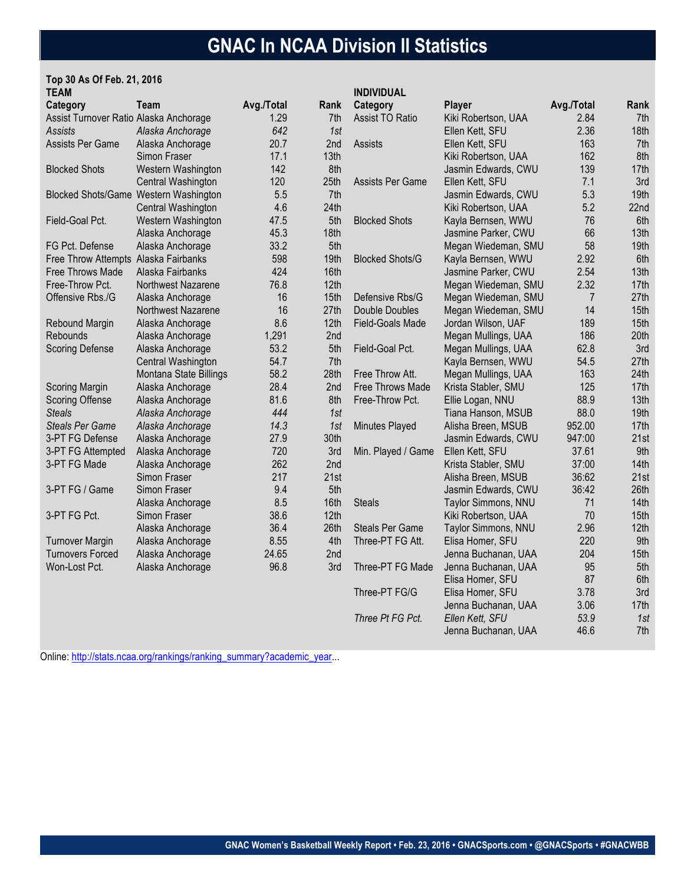# GNAC In NCAA Division II Statistics

**Top 30 As Of Feb. 21, 2016**

**TEAM**

| Category | Team | Avg./Total | Rank |
|---|---|---|---|
| Assist Turnover Ratio | Alaska Anchorage | 1.29 | 7th |
| *Assists* | *Alaska Anchorage* | *642* | *1st* |
| Assists Per Game | Alaska Anchorage | 20.7 | 2nd |
| | Simon Fraser | 17.1 | 13th |
| Blocked Shots | Western Washington | 142 | 8th |
| | Central Washington | 120 | 25th |
| Blocked Shots/Game | Western Washington | 5.5 | 7th |
| | Central Washington | 4.6 | 24th |
| Field-Goal Pct. | Western Washington | 47.5 | 5th |
| | Alaska Anchorage | 45.3 | 18th |
| FG Pct. Defense | Alaska Anchorage | 33.2 | 5th |
| Free Throw Attempts | Alaska Fairbanks | 598 | 19th |
| Free Throws Made | Alaska Fairbanks | 424 | 16th |
| Free-Throw Pct. | Northwest Nazarene | 76.8 | 12th |
| Offensive Rbs./G | Alaska Anchorage | 16 | 15th |
| | Northwest Nazarene | 16 | 27th |
| Rebound Margin | Alaska Anchorage | 8.6 | 12th |
| Rebounds | Alaska Anchorage | 1,291 | 2nd |
| Scoring Defense | Alaska Anchorage | 53.2 | 5th |
| | Central Washington | 54.7 | 7th |
| | Montana State Billings | 58.2 | 28th |
| Scoring Margin | Alaska Anchorage | 28.4 | 2nd |
| Scoring Offense | Alaska Anchorage | 81.6 | 8th |
| *Steals* | *Alaska Anchorage* | *444* | *1st* |
| *Steals Per Game* | *Alaska Anchorage* | *14.3* | *1st* |
| 3-PT FG Defense | Alaska Anchorage | 27.9 | 30th |
| 3-PT FG Attempted | Alaska Anchorage | 720 | 3rd |
| 3-PT FG Made | Alaska Anchorage | 262 | 2nd |
| | Simon Fraser | 217 | 21st |
| 3-PT FG / Game | Simon Fraser | 9.4 | 5th |
| | Alaska Anchorage | 8.5 | 16th |
| 3-PT FG Pct. | Simon Fraser | 38.6 | 12th |
| | Alaska Anchorage | 36.4 | 26th |
| Turnover Margin | Alaska Anchorage | 8.55 | 4th |
| Turnovers Forced | Alaska Anchorage | 24.65 | 2nd |
| Won-Lost Pct. | Alaska Anchorage | 96.8 | 3rd |

**INDIVIDUAL**

| Category | Player | Avg./Total | Rank |
|---|---|---|---|
| Assist TO Ratio | Kiki Robertson, UAA | 2.84 | 7th |
| | Ellen Kett, SFU | 2.36 | 18th |
| Assists | Ellen Kett, SFU | 163 | 7th |
| | Kiki Robertson, UAA | 162 | 8th |
| | Jasmin Edwards, CWU | 139 | 17th |
| Assists Per Game | Ellen Kett, SFU | 7.1 | 3rd |
| | Jasmin Edwards, CWU | 5.3 | 19th |
| | Kiki Robertson, UAA | 5.2 | 22nd |
| Blocked Shots | Kayla Bernsen, WWU | 76 | 6th |
| | Jasmine Parker, CWU | 66 | 13th |
| | Megan Wiedeman, SMU | 58 | 19th |
| Blocked Shots/G | Kayla Bernsen, WWU | 2.92 | 6th |
| | Jasmine Parker, CWU | 2.54 | 13th |
| | Megan Wiedeman, SMU | 2.32 | 17th |
| Defensive Rbs/G | Megan Wiedeman, SMU | 7 | 27th |
| Double Doubles | Megan Wiedeman, SMU | 14 | 15th |
| Field-Goals Made | Jordan Wilson, UAF | 189 | 15th |
| | Megan Mullings, UAA | 186 | 20th |
| Field-Goal Pct. | Megan Mullings, UAA | 62.8 | 3rd |
| | Kayla Bernsen, WWU | 54.5 | 27th |
| Free Throw Att. | Megan Mullings, UAA | 163 | 24th |
| Free Throws Made | Krista Stabler, SMU | 125 | 17th |
| Free-Throw Pct. | Ellie Logan, NNU | 88.9 | 13th |
| | Tiana Hanson, MSUB | 88.0 | 19th |
| Minutes Played | Alisha Breen, MSUB | 952.00 | 17th |
| | Jasmin Edwards, CWU | 947:00 | 21st |
| Min. Played / Game | Ellen Kett, SFU | 37.61 | 9th |
| | Krista Stabler, SMU | 37:00 | 14th |
| | Alisha Breen, MSUB | 36:62 | 21st |
| | Jasmin Edwards, CWU | 36:42 | 26th |
| Steals | Taylor Simmons, NNU | 71 | 14th |
| | Kiki Robertson, UAA | 70 | 15th |
| Steals Per Game | Taylor Simmons, NNU | 2.96 | 12th |
| Three-PT FG Att. | Elisa Homer, SFU | 220 | 9th |
| | Jenna Buchanan, UAA | 204 | 15th |
| Three-PT FG Made | Jenna Buchanan, UAA | 95 | 5th |
| | Elisa Homer, SFU | 87 | 6th |
| Three-PT FG/G | Elisa Homer, SFU | 3.78 | 3rd |
| | Jenna Buchanan, UAA | 3.06 | 17th |
| *Three Pt FG Pct.* | *Ellen Kett, SFU* | *53.9* | *1st* |
| | Jenna Buchanan, UAA | 46.6 | 7th |

Online: [http://stats.ncaa.org/rankings/ranking_summary?academic_year](http://stats.ncaa.org/rankings/ranking_summary?academic_year)...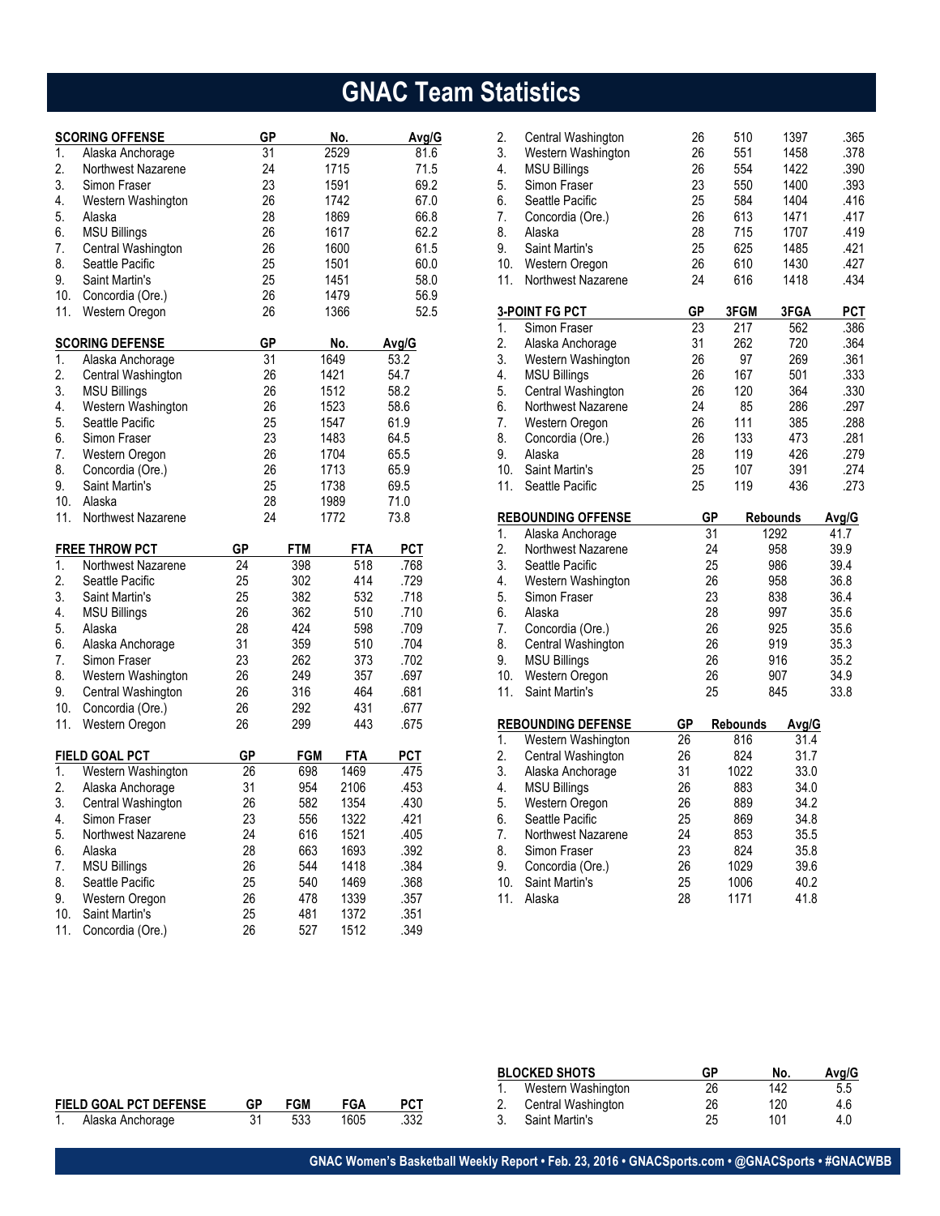# GNAC Team Statistics

| SCORING OFFENSE | | GP | No. | Avg/G |
|---|---|---|---|---|
| 1. | Alaska Anchorage | 31 | 2529 | 81.6 |
| 2. | Northwest Nazarene | 24 | 1715 | 71.5 |
| 3. | Simon Fraser | 23 | 1591 | 69.2 |
| 4. | Western Washington | 26 | 1742 | 67.0 |
| 5. | Alaska | 28 | 1869 | 66.8 |
| 6. | MSU Billings | 26 | 1617 | 62.2 |
| 7. | Central Washington | 26 | 1600 | 61.5 |
| 8. | Seattle Pacific | 25 | 1501 | 60.0 |
| 9. | Saint Martin's | 25 | 1451 | 58.0 |
| 10. | Concordia (Ore.) | 26 | 1479 | 56.9 |
| 11. | Western Oregon | 26 | 1366 | 52.5 |

| SCORING DEFENSE | | GP | No. | Avg/G |
|---|---|---|---|---|
| 1. | Alaska Anchorage | 31 | 1649 | 53.2 |
| 2. | Central Washington | 26 | 1421 | 54.7 |
| 3. | MSU Billings | 26 | 1512 | 58.2 |
| 4. | Western Washington | 26 | 1523 | 58.6 |
| 5. | Seattle Pacific | 25 | 1547 | 61.9 |
| 6. | Simon Fraser | 23 | 1483 | 64.5 |
| 7. | Western Oregon | 26 | 1704 | 65.5 |
| 8. | Concordia (Ore.) | 26 | 1713 | 65.9 |
| 9. | Saint Martin's | 25 | 1738 | 69.5 |
| 10. | Alaska | 28 | 1989 | 71.0 |
| 11. | Northwest Nazarene | 24 | 1772 | 73.8 |

| FREE THROW PCT | | GP | FTM | FTA | PCT |
|---|---|---|---|---|---|
| 1. | Northwest Nazarene | 24 | 398 | 518 | .768 |
| 2. | Seattle Pacific | 25 | 302 | 414 | .729 |
| 3. | Saint Martin's | 25 | 382 | 532 | .718 |
| 4. | MSU Billings | 26 | 362 | 510 | .710 |
| 5. | Alaska | 28 | 424 | 598 | .709 |
| 6. | Alaska Anchorage | 31 | 359 | 510 | .704 |
| 7. | Simon Fraser | 23 | 262 | 373 | .702 |
| 8. | Western Washington | 26 | 249 | 357 | .697 |
| 9. | Central Washington | 26 | 316 | 464 | .681 |
| 10. | Concordia (Ore.) | 26 | 292 | 431 | .677 |
| 11. | Western Oregon | 26 | 299 | 443 | .675 |

| FIELD GOAL PCT | | GP | FGM | FTA | PCT |
|---|---|---|---|---|---|
| 1. | Western Washington | 26 | 698 | 1469 | .475 |
| 2. | Alaska Anchorage | 31 | 954 | 2106 | .453 |
| 3. | Central Washington | 26 | 582 | 1354 | .430 |
| 4. | Simon Fraser | 23 | 556 | 1322 | .421 |
| 5. | Northwest Nazarene | 24 | 616 | 1521 | .405 |
| 6. | Alaska | 28 | 663 | 1693 | .392 |
| 7. | MSU Billings | 26 | 544 | 1418 | .384 |
| 8. | Seattle Pacific | 25 | 540 | 1469 | .368 |
| 9. | Western Oregon | 26 | 478 | 1339 | .357 |
| 10. | Saint Martin's | 25 | 481 | 1372 | .351 |
| 11. | Concordia (Ore.) | 26 | 527 | 1512 | .349 |

| FIELD GOAL PCT DEFENSE | | GP | FGM | FGA | PCT |
|---|---|---|---|---|---|
| 1. | Alaska Anchorage | 31 | 533 | 1605 | .332 |
| 2. | Central Washington | 26 | 510 | 1397 | .365 |
| 3. | Western Washington | 26 | 551 | 1458 | .378 |
| 4. | MSU Billings | 26 | 554 | 1422 | .390 |
| 5. | Simon Fraser | 23 | 550 | 1400 | .393 |
| 6. | Seattle Pacific | 25 | 584 | 1404 | .416 |
| 7. | Concordia (Ore.) | 26 | 613 | 1471 | .417 |
| 8. | Alaska | 28 | 715 | 1707 | .419 |
| 9. | Saint Martin's | 25 | 625 | 1485 | .421 |
| 10. | Western Oregon | 26 | 610 | 1430 | .427 |
| 11. | Northwest Nazarene | 24 | 616 | 1418 | .434 |

| 3-POINT FG PCT | | GP | 3FGM | 3FGA | PCT |
|---|---|---|---|---|---|
| 1. | Simon Fraser | 23 | 217 | 562 | .386 |
| 2. | Alaska Anchorage | 31 | 262 | 720 | .364 |
| 3. | Western Washington | 26 | 97 | 269 | .361 |
| 4. | MSU Billings | 26 | 167 | 501 | .333 |
| 5. | Central Washington | 26 | 120 | 364 | .330 |
| 6. | Northwest Nazarene | 24 | 85 | 286 | .297 |
| 7. | Western Oregon | 26 | 111 | 385 | .288 |
| 8. | Concordia (Ore.) | 26 | 133 | 473 | .281 |
| 9. | Alaska | 28 | 119 | 426 | .279 |
| 10. | Saint Martin's | 25 | 107 | 391 | .274 |
| 11. | Seattle Pacific | 25 | 119 | 436 | .273 |

| REBOUNDING OFFENSE | | GP | Rebounds | Avg/G |
|---|---|---|---|---|
| 1. | Alaska Anchorage | 31 | 1292 | 41.7 |
| 2. | Northwest Nazarene | 24 | 958 | 39.9 |
| 3. | Seattle Pacific | 25 | 986 | 39.4 |
| 4. | Western Washington | 26 | 958 | 36.8 |
| 5. | Simon Fraser | 23 | 838 | 36.4 |
| 6. | Alaska | 28 | 997 | 35.6 |
| 7. | Concordia (Ore.) | 26 | 925 | 35.6 |
| 8. | Central Washington | 26 | 919 | 35.3 |
| 9. | MSU Billings | 26 | 916 | 35.2 |
| 10. | Western Oregon | 26 | 907 | 34.9 |
| 11. | Saint Martin's | 25 | 845 | 33.8 |

| REBOUNDING DEFENSE | | GP | Rebounds | Avg/G |
|---|---|---|---|---|
| 1. | Western Washington | 26 | 816 | 31.4 |
| 2. | Central Washington | 26 | 824 | 31.7 |
| 3. | Alaska Anchorage | 31 | 1022 | 33.0 |
| 4. | MSU Billings | 26 | 883 | 34.0 |
| 5. | Western Oregon | 26 | 889 | 34.2 |
| 6. | Seattle Pacific | 25 | 869 | 34.8 |
| 7. | Northwest Nazarene | 24 | 853 | 35.5 |
| 8. | Simon Fraser | 23 | 824 | 35.8 |
| 9. | Concordia (Ore.) | 26 | 1029 | 39.6 |
| 10. | Saint Martin's | 25 | 1006 | 40.2 |
| 11. | Alaska | 28 | 1171 | 41.8 |

| BLOCKED SHOTS | | GP | No. | Avg/G |
|---|---|---|---|---|
| 1. | Western Washington | 26 | 142 | 5.5 |
| 2. | Central Washington | 26 | 120 | 4.6 |
| 3. | Saint Martin's | 25 | 101 | 4.0 |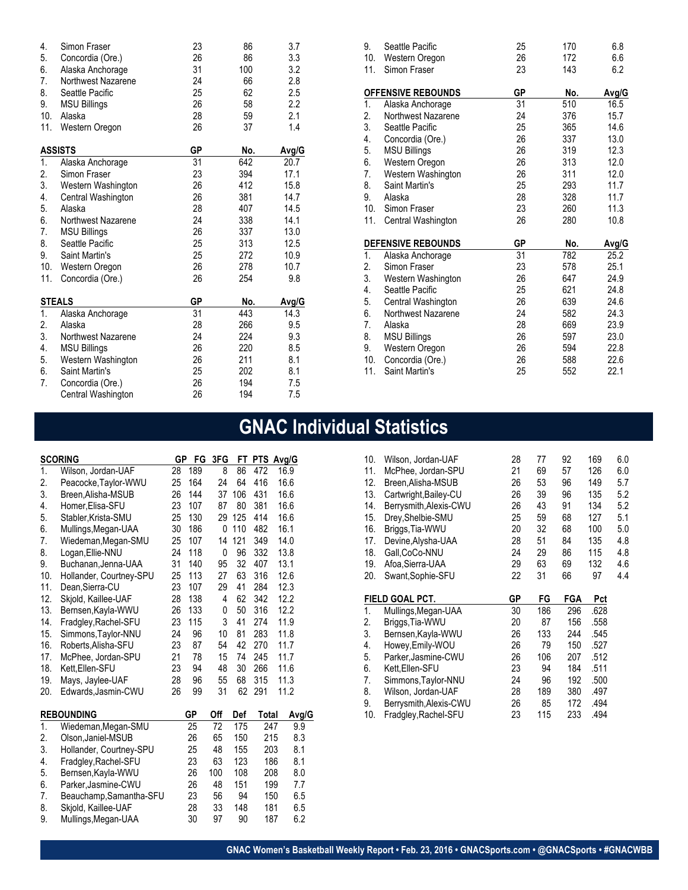| | | GP | No. | Avg/G |
|---|---|---|---|---|
| 4. | Simon Fraser | 23 | 86 | 3.7 |
| 5. | Concordia (Ore.) | 26 | 86 | 3.3 |
| 6. | Alaska Anchorage | 31 | 100 | 3.2 |
| 7. | Northwest Nazarene | 24 | 66 | 2.8 |
| 8. | Seattle Pacific | 25 | 62 | 2.5 |
| 9. | MSU Billings | 26 | 58 | 2.2 |
| 10. | Alaska | 28 | 59 | 2.1 |
| 11. | Western Oregon | 26 | 37 | 1.4 |

| ASSISTS | | GP | No. | Avg/G |
|---|---|---|---|---|
| 1. | Alaska Anchorage | 31 | 642 | 20.7 |
| 2. | Simon Fraser | 23 | 394 | 17.1 |
| 3. | Western Washington | 26 | 412 | 15.8 |
| 4. | Central Washington | 26 | 381 | 14.7 |
| 5. | Alaska | 28 | 407 | 14.5 |
| 6. | Northwest Nazarene | 24 | 338 | 14.1 |
| 7. | MSU Billings | 26 | 337 | 13.0 |
| 8. | Seattle Pacific | 25 | 313 | 12.5 |
| 9. | Saint Martin's | 25 | 272 | 10.9 |
| 10. | Western Oregon | 26 | 278 | 10.7 |
| 11. | Concordia (Ore.) | 26 | 254 | 9.8 |

| STEALS | | GP | No. | Avg/G |
|---|---|---|---|---|
| 1. | Alaska Anchorage | 31 | 443 | 14.3 |
| 2. | Alaska | 28 | 266 | 9.5 |
| 3. | Northwest Nazarene | 24 | 224 | 9.3 |
| 4. | MSU Billings | 26 | 220 | 8.5 |
| 5. | Western Washington | 26 | 211 | 8.1 |
| 6. | Saint Martin's | 25 | 202 | 8.1 |
| 7. | Concordia (Ore.) | 26 | 194 | 7.5 |
| | Central Washington | 26 | 194 | 7.5 |

| | | GP | No. | Avg/G |
|---|---|---|---|---|
| 9. | Seattle Pacific | 25 | 170 | 6.8 |
| 10. | Western Oregon | 26 | 172 | 6.6 |
| 11. | Simon Fraser | 23 | 143 | 6.2 |

| OFFENSIVE REBOUNDS | | GP | No. | Avg/G |
|---|---|---|---|---|
| 1. | Alaska Anchorage | 31 | 510 | 16.5 |
| 2. | Northwest Nazarene | 24 | 376 | 15.7 |
| 3. | Seattle Pacific | 25 | 365 | 14.6 |
| 4. | Concordia (Ore.) | 26 | 337 | 13.0 |
| 5. | MSU Billings | 26 | 319 | 12.3 |
| 6. | Western Oregon | 26 | 313 | 12.0 |
| 7. | Western Washington | 26 | 311 | 12.0 |
| 8. | Saint Martin's | 25 | 293 | 11.7 |
| 9. | Alaska | 28 | 328 | 11.7 |
| 10. | Simon Fraser | 23 | 260 | 11.3 |
| 11. | Central Washington | 26 | 280 | 10.8 |

| DEFENSIVE REBOUNDS | | GP | No. | Avg/G |
|---|---|---|---|---|
| 1. | Alaska Anchorage | 31 | 782 | 25.2 |
| 2. | Simon Fraser | 23 | 578 | 25.1 |
| 3. | Western Washington | 26 | 647 | 24.9 |
| 4. | Seattle Pacific | 25 | 621 | 24.8 |
| 5. | Central Washington | 26 | 639 | 24.6 |
| 6. | Northwest Nazarene | 24 | 582 | 24.3 |
| 7. | Alaska | 28 | 669 | 23.9 |
| 8. | MSU Billings | 26 | 597 | 23.0 |
| 9. | Western Oregon | 26 | 594 | 22.8 |
| 10. | Concordia (Ore.) | 26 | 588 | 22.6 |
| 11. | Saint Martin's | 25 | 552 | 22.1 |

# GNAC Individual Statistics

| SCORING | | GP | FG | 3FG | FT | PTS | Avg/G |
|---|---|---|---|---|---|---|---|
| 1. | Wilson, Jordan-UAF | 28 | 189 | 8 | 86 | 472 | 16.9 |
| 2. | Peacocke,Taylor-WWU | 25 | 164 | 24 | 64 | 416 | 16.6 |
| 3. | Breen,Alisha-MSUB | 26 | 144 | 37 | 106 | 431 | 16.6 |
| 4. | Homer,Elisa-SFU | 23 | 107 | 87 | 80 | 381 | 16.6 |
| 5. | Stabler,Krista-SMU | 25 | 130 | 29 | 125 | 414 | 16.6 |
| 6. | Mullings,Megan-UAA | 30 | 186 | 0 | 110 | 482 | 16.1 |
| 7. | Wiedeman,Megan-SMU | 25 | 107 | 14 | 121 | 349 | 14.0 |
| 8. | Logan,Ellie-NNU | 24 | 118 | 0 | 96 | 332 | 13.8 |
| 9. | Buchanan,Jenna-UAA | 31 | 140 | 95 | 32 | 407 | 13.1 |
| 10. | Hollander, Courtney-SPU | 25 | 113 | 27 | 63 | 316 | 12.6 |
| 11. | Dean,Sierra-CU | 23 | 107 | 29 | 41 | 284 | 12.3 |
| 12. | Skjold, Kaillee-UAF | 28 | 138 | 4 | 62 | 342 | 12.2 |
| 13. | Bernsen,Kayla-WWU | 26 | 133 | 0 | 50 | 316 | 12.2 |
| 14. | Fradgley,Rachel-SFU | 23 | 115 | 3 | 41 | 274 | 11.9 |
| 15. | Simmons,Taylor-NNU | 24 | 96 | 10 | 81 | 283 | 11.8 |
| 16. | Roberts,Alisha-SFU | 23 | 87 | 54 | 42 | 270 | 11.7 |
| 17. | McPhee, Jordan-SPU | 21 | 78 | 15 | 74 | 245 | 11.7 |
| 18. | Kett,Ellen-SFU | 23 | 94 | 48 | 30 | 266 | 11.6 |
| 19. | Mays, Jaylee-UAF | 28 | 96 | 55 | 68 | 315 | 11.3 |
| 20. | Edwards,Jasmin-CWU | 26 | 99 | 31 | 62 | 291 | 11.2 |

| REBOUNDING | | GP | Off | Def | Total | Avg/G |
|---|---|---|---|---|---|---|
| 1. | Wiedeman,Megan-SMU | 25 | 72 | 175 | 247 | 9.9 |
| 2. | Olson,Janiel-MSUB | 26 | 65 | 150 | 215 | 8.3 |
| 3. | Hollander, Courtney-SPU | 25 | 48 | 155 | 203 | 8.1 |
| 4. | Fradgley,Rachel-SFU | 23 | 63 | 123 | 186 | 8.1 |
| 5. | Bernsen,Kayla-WWU | 26 | 100 | 108 | 208 | 8.0 |
| 6. | Parker,Jasmine-CWU | 26 | 48 | 151 | 199 | 7.7 |
| 7. | Beauchamp,Samantha-SFU | 23 | 56 | 94 | 150 | 6.5 |
| 8. | Skjold, Kaillee-UAF | 28 | 33 | 148 | 181 | 6.5 |
| 9. | Mullings,Megan-UAA | 30 | 97 | 90 | 187 | 6.2 |
| 10. | Wilson, Jordan-UAF | 28 | 77 | 92 | 169 | 6.0 |
| 11. | McPhee, Jordan-SPU | 21 | 69 | 57 | 126 | 6.0 |
| 12. | Breen,Alisha-MSUB | 26 | 53 | 96 | 149 | 5.7 |
| 13. | Cartwright,Bailey-CU | 26 | 39 | 96 | 135 | 5.2 |
| 14. | Berrysmith,Alexis-CWU | 26 | 43 | 91 | 134 | 5.2 |
| 15. | Drey,Shelbie-SMU | 25 | 59 | 68 | 127 | 5.1 |
| 16. | Briggs,Tia-WWU | 20 | 32 | 68 | 100 | 5.0 |
| 17. | Devine,Alysha-UAA | 28 | 51 | 84 | 135 | 4.8 |
| 18. | Gall,CoCo-NNU | 24 | 29 | 86 | 115 | 4.8 |
| 19. | Afoa,Sierra-UAA | 29 | 63 | 69 | 132 | 4.6 |
| 20. | Swant,Sophie-SFU | 22 | 31 | 66 | 97 | 4.4 |

| FIELD GOAL PCT. | | GP | FG | FGA | Pct |
|---|---|---|---|---|---|
| 1. | Mullings,Megan-UAA | 30 | 186 | 296 | .628 |
| 2. | Briggs,Tia-WWU | 20 | 87 | 156 | .558 |
| 3. | Bernsen,Kayla-WWU | 26 | 133 | 244 | .545 |
| 4. | Howey,Emily-WOU | 26 | 79 | 150 | .527 |
| 5. | Parker,Jasmine-CWU | 26 | 106 | 207 | .512 |
| 6. | Kett,Ellen-SFU | 23 | 94 | 184 | .511 |
| 7. | Simmons,Taylor-NNU | 24 | 96 | 192 | .500 |
| 8. | Wilson, Jordan-UAF | 28 | 189 | 380 | .497 |
| 9. | Berrysmith,Alexis-CWU | 26 | 85 | 172 | .494 |
| 10. | Fradgley,Rachel-SFU | 23 | 115 | 233 | .494 |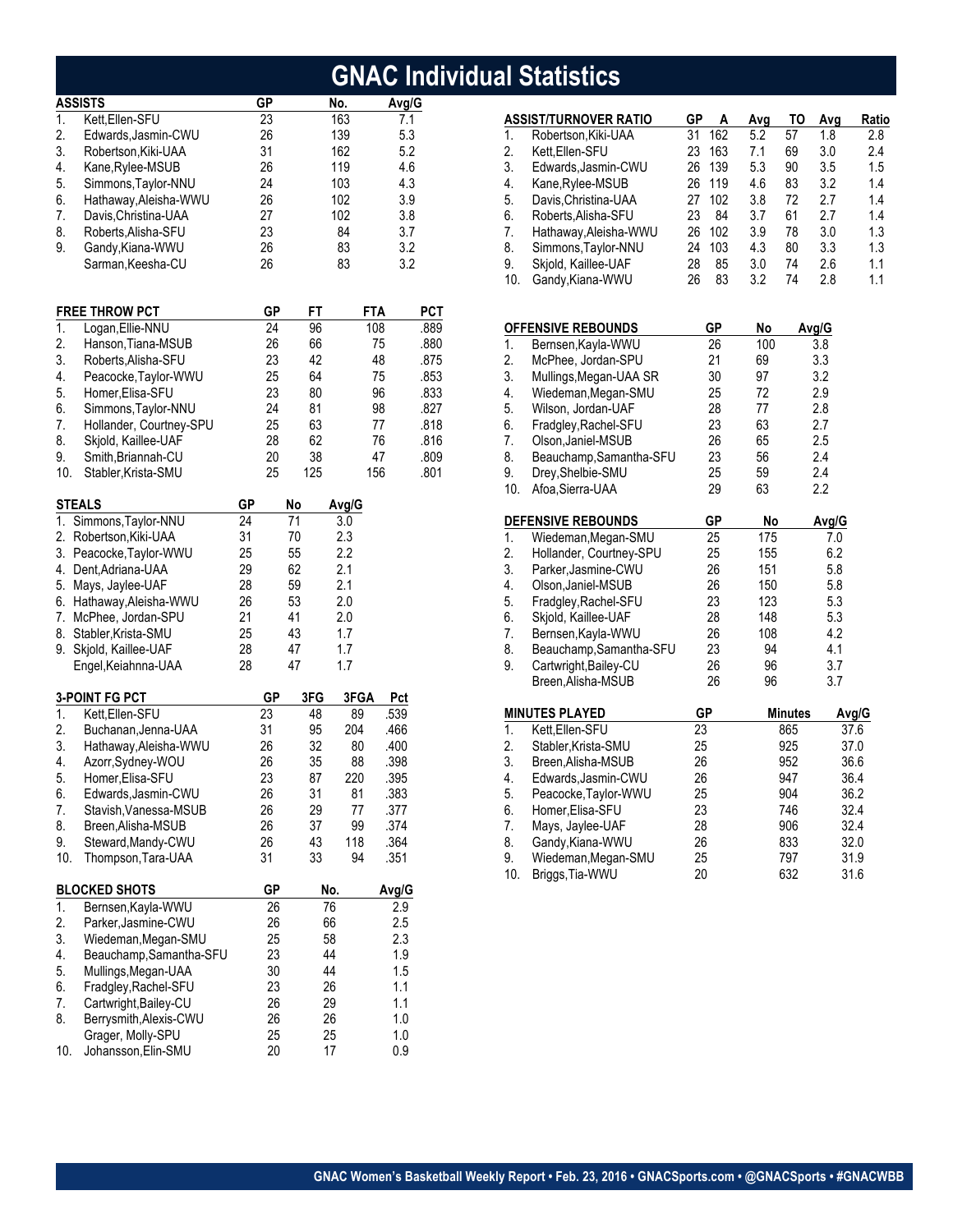# GNAC Individual Statistics

| ASSISTS | | GP | No. | Avg/G |
|---|---|---|---|---|
| 1. | Kett,Ellen-SFU | 23 | 163 | 7.1 |
| 2. | Edwards,Jasmin-CWU | 26 | 139 | 5.3 |
| 3. | Robertson,Kiki-UAA | 31 | 162 | 5.2 |
| 4. | Kane,Rylee-MSUB | 26 | 119 | 4.6 |
| 5. | Simmons,Taylor-NNU | 24 | 103 | 4.3 |
| 6. | Hathaway,Aleisha-WWU | 26 | 102 | 3.9 |
| 7. | Davis,Christina-UAA | 27 | 102 | 3.8 |
| 8. | Roberts,Alisha-SFU | 23 | 84 | 3.7 |
| 9. | Gandy,Kiana-WWU | 26 | 83 | 3.2 |
| | Sarman,Keesha-CU | 26 | 83 | 3.2 |

| FREE THROW PCT | | GP | FT | FTA | PCT |
|---|---|---|---|---|---|
| 1. | Logan,Ellie-NNU | 24 | 96 | 108 | .889 |
| 2. | Hanson,Tiana-MSUB | 26 | 66 | 75 | .880 |
| 3. | Roberts,Alisha-SFU | 23 | 42 | 48 | .875 |
| 4. | Peacocke,Taylor-WWU | 25 | 64 | 75 | .853 |
| 5. | Homer,Elisa-SFU | 23 | 80 | 96 | .833 |
| 6. | Simmons,Taylor-NNU | 24 | 81 | 98 | .827 |
| 7. | Hollander, Courtney-SPU | 25 | 63 | 77 | .818 |
| 8. | Skjold, Kaillee-UAF | 28 | 62 | 76 | .816 |
| 9. | Smith,Briannah-CU | 20 | 38 | 47 | .809 |
| 10. | Stabler,Krista-SMU | 25 | 125 | 156 | .801 |

| STEALS | | GP | No | Avg/G |
|---|---|---|---|---|
| 1. | Simmons,Taylor-NNU | 24 | 71 | 3.0 |
| 2. | Robertson,Kiki-UAA | 31 | 70 | 2.3 |
| 3. | Peacocke,Taylor-WWU | 25 | 55 | 2.2 |
| 4. | Dent,Adriana-UAA | 29 | 62 | 2.1 |
| 5. | Mays, Jaylee-UAF | 28 | 59 | 2.1 |
| 6. | Hathaway,Aleisha-WWU | 26 | 53 | 2.0 |
| 7. | McPhee, Jordan-SPU | 21 | 41 | 2.0 |
| 8. | Stabler,Krista-SMU | 25 | 43 | 1.7 |
| 9. | Skjold, Kaillee-UAF | 28 | 47 | 1.7 |
| | Engel,Keiahnna-UAA | 28 | 47 | 1.7 |

| 3-POINT FG PCT | | GP | 3FG | 3FGA | Pct |
|---|---|---|---|---|---|
| 1. | Kett,Ellen-SFU | 23 | 48 | 89 | .539 |
| 2. | Buchanan,Jenna-UAA | 31 | 95 | 204 | .466 |
| 3. | Hathaway,Aleisha-WWU | 26 | 32 | 80 | .400 |
| 4. | Azorr,Sydney-WOU | 26 | 35 | 88 | .398 |
| 5. | Homer,Elisa-SFU | 23 | 87 | 220 | .395 |
| 6. | Edwards,Jasmin-CWU | 26 | 31 | 81 | .383 |
| 7. | Stavish,Vanessa-MSUB | 26 | 29 | 77 | .377 |
| 8. | Breen,Alisha-MSUB | 26 | 37 | 99 | .374 |
| 9. | Steward,Mandy-CWU | 26 | 43 | 118 | .364 |
| 10. | Thompson,Tara-UAA | 31 | 33 | 94 | .351 |

| BLOCKED SHOTS | | GP | No. | Avg/G |
|---|---|---|---|---|
| 1. | Bernsen,Kayla-WWU | 26 | 76 | 2.9 |
| 2. | Parker,Jasmine-CWU | 26 | 66 | 2.5 |
| 3. | Wiedeman,Megan-SMU | 25 | 58 | 2.3 |
| 4. | Beauchamp,Samantha-SFU | 23 | 44 | 1.9 |
| 5. | Mullings,Megan-UAA | 30 | 44 | 1.5 |
| 6. | Fradgley,Rachel-SFU | 23 | 26 | 1.1 |
| 7. | Cartwright,Bailey-CU | 26 | 29 | 1.1 |
| 8. | Berrysmith,Alexis-CWU | 26 | 26 | 1.0 |
| | Grager, Molly-SPU | 25 | 25 | 1.0 |
| 10. | Johansson,Elin-SMU | 20 | 17 | 0.9 |

| ASSIST/TURNOVER RATIO | | GP | A | Avg | TO | Avg | Ratio |
|---|---|---|---|---|---|---|---|
| 1. | Robertson,Kiki-UAA | 31 | 162 | 5.2 | 57 | 1.8 | 2.8 |
| 2. | Kett,Ellen-SFU | 23 | 163 | 7.1 | 69 | 3.0 | 2.4 |
| 3. | Edwards,Jasmin-CWU | 26 | 139 | 5.3 | 90 | 3.5 | 1.5 |
| 4. | Kane,Rylee-MSUB | 26 | 119 | 4.6 | 83 | 3.2 | 1.4 |
| 5. | Davis,Christina-UAA | 27 | 102 | 3.8 | 72 | 2.7 | 1.4 |
| 6. | Roberts,Alisha-SFU | 23 | 84 | 3.7 | 61 | 2.7 | 1.4 |
| 7. | Hathaway,Aleisha-WWU | 26 | 102 | 3.9 | 78 | 3.0 | 1.3 |
| 8. | Simmons,Taylor-NNU | 24 | 103 | 4.3 | 80 | 3.3 | 1.3 |
| 9. | Skjold, Kaillee-UAF | 28 | 85 | 3.0 | 74 | 2.6 | 1.1 |
| 10. | Gandy,Kiana-WWU | 26 | 83 | 3.2 | 74 | 2.8 | 1.1 |

| OFFENSIVE REBOUNDS | | GP | No | Avg/G |
|---|---|---|---|---|
| 1. | Bernsen,Kayla-WWU | 26 | 100 | 3.8 |
| 2. | McPhee, Jordan-SPU | 21 | 69 | 3.3 |
| 3. | Mullings,Megan-UAA SR | 30 | 97 | 3.2 |
| 4. | Wiedeman,Megan-SMU | 25 | 72 | 2.9 |
| 5. | Wilson, Jordan-UAF | 28 | 77 | 2.8 |
| 6. | Fradgley,Rachel-SFU | 23 | 63 | 2.7 |
| 7. | Olson,Janiel-MSUB | 26 | 65 | 2.5 |
| 8. | Beauchamp,Samantha-SFU | 23 | 56 | 2.4 |
| 9. | Drey,Shelbie-SMU | 25 | 59 | 2.4 |
| 10. | Afoa,Sierra-UAA | 29 | 63 | 2.2 |

| DEFENSIVE REBOUNDS | | GP | No | Avg/G |
|---|---|---|---|---|
| 1. | Wiedeman,Megan-SMU | 25 | 175 | 7.0 |
| 2. | Hollander, Courtney-SPU | 25 | 155 | 6.2 |
| 3. | Parker,Jasmine-CWU | 26 | 151 | 5.8 |
| 4. | Olson,Janiel-MSUB | 26 | 150 | 5.8 |
| 5. | Fradgley,Rachel-SFU | 23 | 123 | 5.3 |
| 6. | Skjold, Kaillee-UAF | 28 | 148 | 5.3 |
| 7. | Bernsen,Kayla-WWU | 26 | 108 | 4.2 |
| 8. | Beauchamp,Samantha-SFU | 23 | 94 | 4.1 |
| 9. | Cartwright,Bailey-CU | 26 | 96 | 3.7 |
| | Breen,Alisha-MSUB | 26 | 96 | 3.7 |

| MINUTES PLAYED | | GP | Minutes | Avg/G |
|---|---|---|---|---|
| 1. | Kett,Ellen-SFU | 23 | 865 | 37.6 |
| 2. | Stabler,Krista-SMU | 25 | 925 | 37.0 |
| 3. | Breen,Alisha-MSUB | 26 | 952 | 36.6 |
| 4. | Edwards,Jasmin-CWU | 26 | 947 | 36.4 |
| 5. | Peacocke,Taylor-WWU | 25 | 904 | 36.2 |
| 6. | Homer,Elisa-SFU | 23 | 746 | 32.4 |
| 7. | Mays, Jaylee-UAF | 28 | 906 | 32.4 |
| 8. | Gandy,Kiana-WWU | 26 | 833 | 32.0 |
| 9. | Wiedeman,Megan-SMU | 25 | 797 | 31.9 |
| 10. | Briggs,Tia-WWU | 20 | 632 | 31.6 |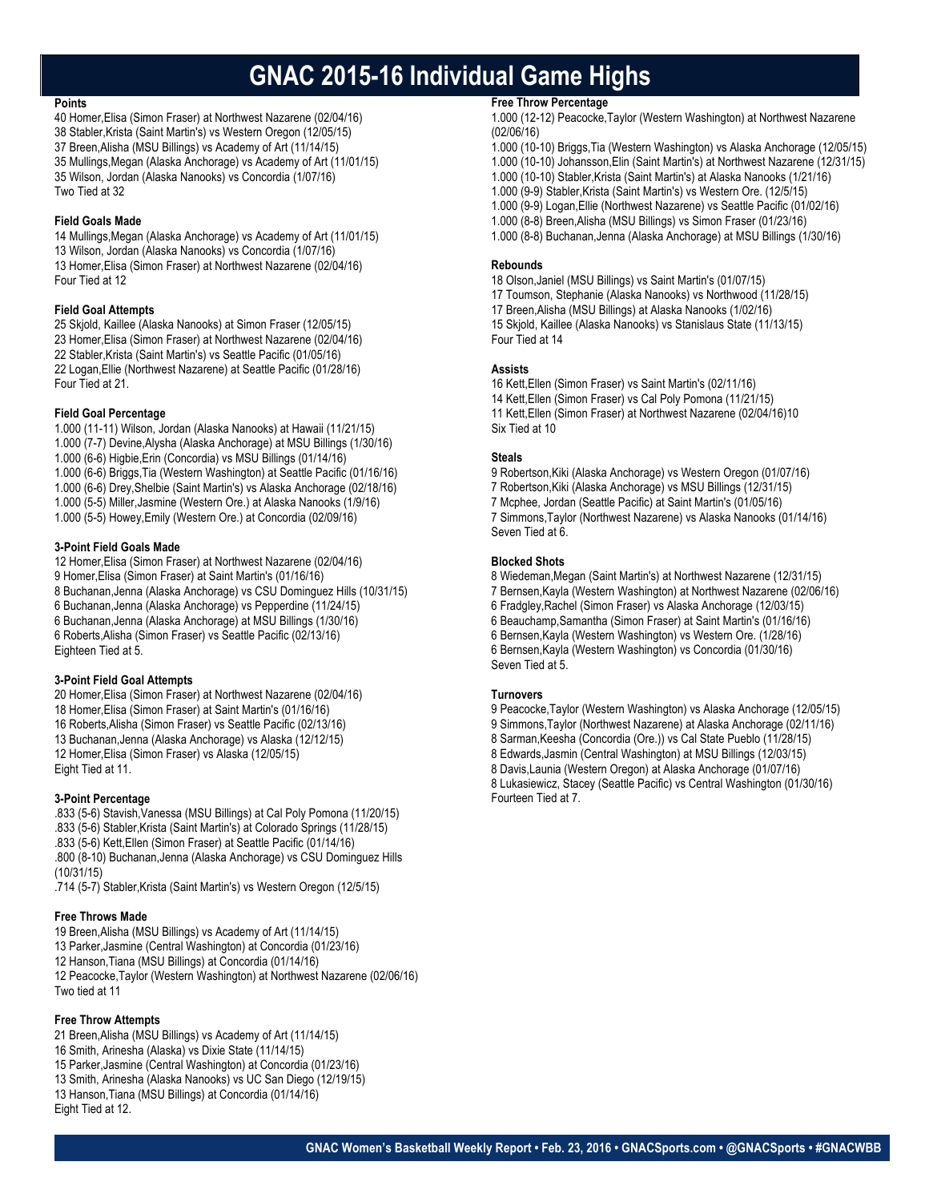# GNAC 2015-16 Individual Game Highs

### Points

40 Homer,Elisa (Simon Fraser) at Northwest Nazarene (02/04/16)
38 Stabler,Krista (Saint Martin's) vs Western Oregon (12/05/15)
37 Breen,Alisha (MSU Billings) vs Academy of Art (11/14/15)
35 Mullings,Megan (Alaska Anchorage) vs Academy of Art (11/01/15)
35 Wilson, Jordan (Alaska Nanooks) vs Concordia (1/07/16)
Two Tied at 32

### Field Goals Made

14 Mullings,Megan (Alaska Anchorage) vs Academy of Art (11/01/15)
13 Wilson, Jordan (Alaska Nanooks) vs Concordia (1/07/16)
13 Homer,Elisa (Simon Fraser) at Northwest Nazarene (02/04/16)
Four Tied at 12

### Field Goal Attempts

25 Skjold, Kaillee (Alaska Nanooks) at Simon Fraser (12/05/15)
23 Homer,Elisa (Simon Fraser) at Northwest Nazarene (02/04/16)
22 Stabler,Krista (Saint Martin's) vs Seattle Pacific (01/05/16)
22 Logan,Ellie (Northwest Nazarene) at Seattle Pacific (01/28/16)
Four Tied at 21.

### Field Goal Percentage

1.000 (11-11) Wilson, Jordan (Alaska Nanooks) at Hawaii (11/21/15)
1.000 (7-7) Devine,Alysha (Alaska Anchorage) at MSU Billings (1/30/16)
1.000 (6-6) Higbie,Erin (Concordia) vs MSU Billings (01/14/16)
1.000 (6-6) Briggs,Tia (Western Washington) at Seattle Pacific (01/16/16)
1.000 (6-6) Drey,Shelbie (Saint Martin's) vs Alaska Anchorage (02/18/16)
1.000 (5-5) Miller,Jasmine (Western Ore.) at Alaska Nanooks (1/9/16)
1.000 (5-5) Howey,Emily (Western Ore.) at Concordia (02/09/16)

### 3-Point Field Goals Made

12 Homer,Elisa (Simon Fraser) at Northwest Nazarene (02/04/16)
9 Homer,Elisa (Simon Fraser) at Saint Martin's (01/16/16)
8 Buchanan,Jenna (Alaska Anchorage) vs CSU Dominguez Hills (10/31/15)
6 Buchanan,Jenna (Alaska Anchorage) vs Pepperdine (11/24/15)
6 Buchanan,Jenna (Alaska Anchorage) at MSU Billings (1/30/16)
6 Roberts,Alisha (Simon Fraser) vs Seattle Pacific (02/13/16)
Eighteen Tied at 5.

### 3-Point Field Goal Attempts

20 Homer,Elisa (Simon Fraser) at Northwest Nazarene (02/04/16)
18 Homer,Elisa (Simon Fraser) at Saint Martin's (01/16/16)
16 Roberts,Alisha (Simon Fraser) vs Seattle Pacific (02/13/16)
13 Buchanan,Jenna (Alaska Anchorage) vs Alaska (12/12/15)
12 Homer,Elisa (Simon Fraser) vs Alaska (12/05/15)
Eight Tied at 11.

### 3-Point Percentage

.833 (5-6) Stavish,Vanessa (MSU Billings) at Cal Poly Pomona (11/20/15)
.833 (5-6) Stabler,Krista (Saint Martin's) at Colorado Springs (11/28/15)
.833 (5-6) Kett,Ellen (Simon Fraser) at Seattle Pacific (01/14/16)
.800 (8-10) Buchanan,Jenna (Alaska Anchorage) vs CSU Dominguez Hills (10/31/15)
.714 (5-7) Stabler,Krista (Saint Martin's) vs Western Oregon (12/5/15)

### Free Throws Made

19 Breen,Alisha (MSU Billings) vs Academy of Art (11/14/15)
13 Parker,Jasmine (Central Washington) at Concordia (01/23/16)
12 Hanson,Tiana (MSU Billings) at Concordia (01/14/16)
12 Peacocke,Taylor (Western Washington) at Northwest Nazarene (02/06/16)
Two tied at 11

### Free Throw Attempts

21 Breen,Alisha (MSU Billings) vs Academy of Art (11/14/15)
16 Smith, Arinesha (Alaska) vs Dixie State (11/14/15)
15 Parker,Jasmine (Central Washington) at Concordia (01/23/16)
13 Smith, Arinesha (Alaska Nanooks) vs UC San Diego (12/19/15)
13 Hanson,Tiana (MSU Billings) at Concordia (01/14/16)
Eight Tied at 12.

### Free Throw Percentage

1.000 (12-12) Peacocke,Taylor (Western Washington) at Northwest Nazarene (02/06/16)
1.000 (10-10) Briggs,Tia (Western Washington) vs Alaska Anchorage (12/05/15)
1.000 (10-10) Johansson,Elin (Saint Martin's) at Northwest Nazarene (12/31/15)
1.000 (10-10) Stabler,Krista (Saint Martin's) at Alaska Nanooks (1/21/16)
1.000 (9-9) Stabler,Krista (Saint Martin's) vs Western Ore. (12/5/15)
1.000 (9-9) Logan,Ellie (Northwest Nazarene) vs Seattle Pacific (01/02/16)
1.000 (8-8) Breen,Alisha (MSU Billings) vs Simon Fraser (01/23/16)
1.000 (8-8) Buchanan,Jenna (Alaska Anchorage) at MSU Billings (1/30/16)

### Rebounds

18 Olson,Janiel (MSU Billings) vs Saint Martin's (01/07/15)
17 Toumson, Stephanie (Alaska Nanooks) vs Northwood (11/28/15)
17 Breen,Alisha (MSU Billings) at Alaska Nanooks (1/02/16)
15 Skjold, Kaillee (Alaska Nanooks) vs Stanislaus State (11/13/15)
Four Tied at 14

### Assists

16 Kett,Ellen (Simon Fraser) vs Saint Martin's (02/11/16)
14 Kett,Ellen (Simon Fraser) vs Cal Poly Pomona (11/21/15)
11 Kett,Ellen (Simon Fraser) at Northwest Nazarene (02/04/16)10
Six Tied at 10

### Steals

9 Robertson,Kiki (Alaska Anchorage) vs Western Oregon (01/07/16)
7 Robertson,Kiki (Alaska Anchorage) vs MSU Billings (12/31/15)
7 Mcphee, Jordan (Seattle Pacific) at Saint Martin's (01/05/16)
7 Simmons,Taylor (Northwest Nazarene) vs Alaska Nanooks (01/14/16)
Seven Tied at 6.

### Blocked Shots

8 Wiedeman,Megan (Saint Martin's) at Northwest Nazarene (12/31/15)
7 Bernsen,Kayla (Western Washington) at Northwest Nazarene (02/06/16)
6 Fradgley,Rachel (Simon Fraser) vs Alaska Anchorage (12/03/15)
6 Beauchamp,Samantha (Simon Fraser) at Saint Martin's (01/16/16)
6 Bernsen,Kayla (Western Washington) vs Western Ore. (1/28/16)
6 Bernsen,Kayla (Western Washington) vs Concordia (01/30/16)
Seven Tied at 5.

### Turnovers

9 Peacocke,Taylor (Western Washington) vs Alaska Anchorage (12/05/15)
9 Simmons,Taylor (Northwest Nazarene) at Alaska Anchorage (02/11/16)
8 Sarman,Keesha (Concordia (Ore.)) vs Cal State Pueblo (11/28/15)
8 Edwards,Jasmin (Central Washington) at MSU Billings (12/03/15)
8 Davis,Launia (Western Oregon) at Alaska Anchorage (01/07/16)
8 Lukasiewicz, Stacey (Seattle Pacific) vs Central Washington (01/30/16)
Fourteen Tied at 7.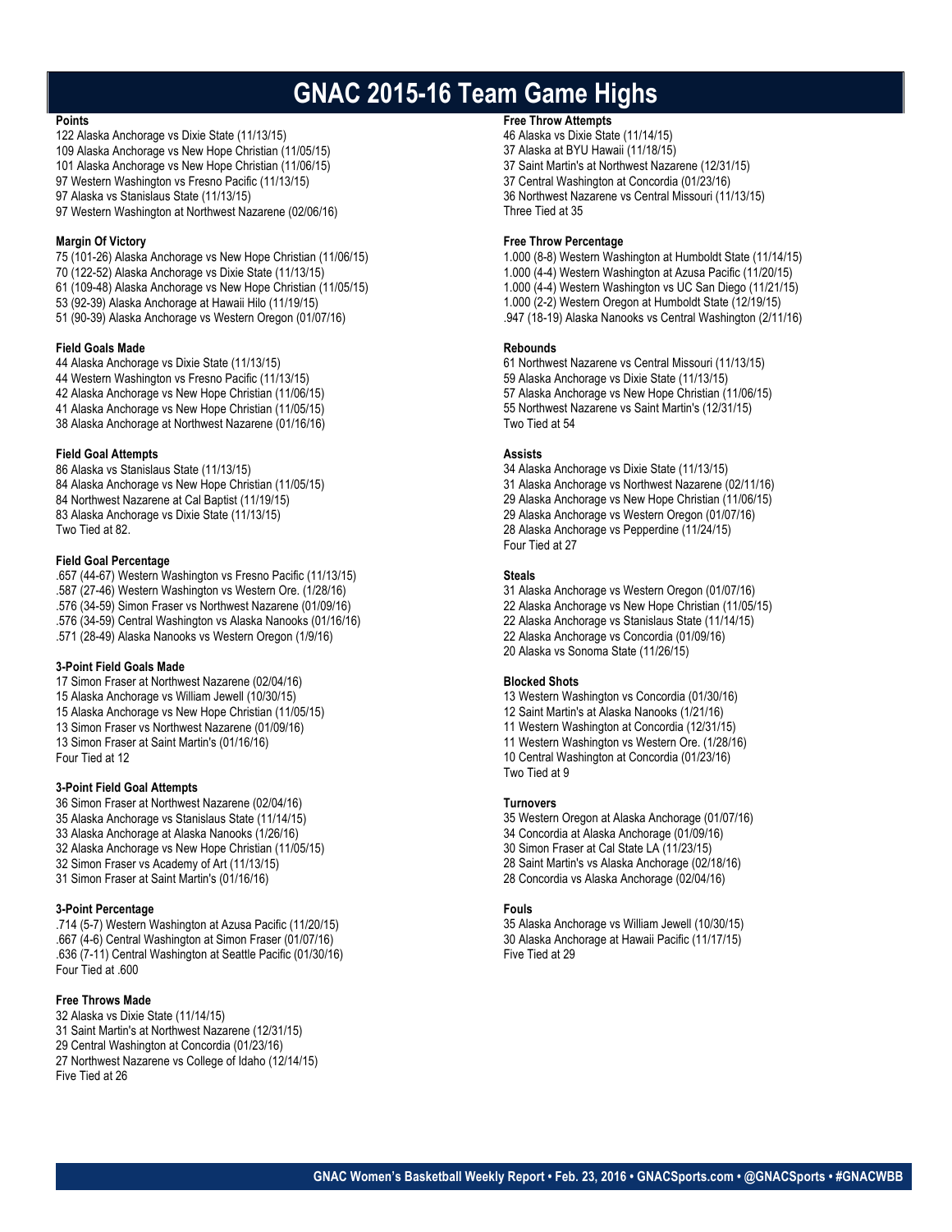# GNAC 2015-16 Team Game Highs

### Points

122 Alaska Anchorage vs Dixie State (11/13/15)
109 Alaska Anchorage vs New Hope Christian (11/05/15)
101 Alaska Anchorage vs New Hope Christian (11/06/15)
97 Western Washington vs Fresno Pacific (11/13/15)
97 Alaska vs Stanislaus State (11/13/15)
97 Western Washington at Northwest Nazarene (02/06/16)

### Margin Of Victory

75 (101-26) Alaska Anchorage vs New Hope Christian (11/06/15)
70 (122-52) Alaska Anchorage vs Dixie State (11/13/15)
61 (109-48) Alaska Anchorage vs New Hope Christian (11/05/15)
53 (92-39) Alaska Anchorage at Hawaii Hilo (11/19/15)
51 (90-39) Alaska Anchorage vs Western Oregon (01/07/16)

### Field Goals Made

44 Alaska Anchorage vs Dixie State (11/13/15)
44 Western Washington vs Fresno Pacific (11/13/15)
42 Alaska Anchorage vs New Hope Christian (11/06/15)
41 Alaska Anchorage vs New Hope Christian (11/05/15)
38 Alaska Anchorage at Northwest Nazarene (01/16/16)

### Field Goal Attempts

86 Alaska vs Stanislaus State (11/13/15)
84 Alaska Anchorage vs New Hope Christian (11/05/15)
84 Northwest Nazarene at Cal Baptist (11/19/15)
83 Alaska Anchorage vs Dixie State (11/13/15)
Two Tied at 82.

### Field Goal Percentage

.657 (44-67) Western Washington vs Fresno Pacific (11/13/15)
.587 (27-46) Western Washington vs Western Ore. (1/28/16)
.576 (34-59) Simon Fraser vs Northwest Nazarene (01/09/16)
.576 (34-59) Central Washington vs Alaska Nanooks (01/16/16)
.571 (28-49) Alaska Nanooks vs Western Oregon (1/9/16)

### 3-Point Field Goals Made

17 Simon Fraser at Northwest Nazarene (02/04/16)
15 Alaska Anchorage vs William Jewell (10/30/15)
15 Alaska Anchorage vs New Hope Christian (11/05/15)
13 Simon Fraser vs Northwest Nazarene (01/09/16)
13 Simon Fraser at Saint Martin's (01/16/16)
Four Tied at 12

### 3-Point Field Goal Attempts

36 Simon Fraser at Northwest Nazarene (02/04/16)
35 Alaska Anchorage vs Stanislaus State (11/14/15)
33 Alaska Anchorage at Alaska Nanooks (1/26/16)
32 Alaska Anchorage vs New Hope Christian (11/05/15)
32 Simon Fraser vs Academy of Art (11/13/15)
31 Simon Fraser at Saint Martin's (01/16/16)

### 3-Point Percentage

.714 (5-7) Western Washington at Azusa Pacific (11/20/15)
.667 (4-6) Central Washington at Simon Fraser (01/07/16)
.636 (7-11) Central Washington at Seattle Pacific (01/30/16)
Four Tied at .600

### Free Throws Made

32 Alaska vs Dixie State (11/14/15)
31 Saint Martin's at Northwest Nazarene (12/31/15)
29 Central Washington at Concordia (01/23/16)
27 Northwest Nazarene vs College of Idaho (12/14/15)
Five Tied at 26

### Free Throw Attempts

46 Alaska vs Dixie State (11/14/15)
37 Alaska at BYU Hawaii (11/18/15)
37 Saint Martin's at Northwest Nazarene (12/31/15)
37 Central Washington at Concordia (01/23/16)
36 Northwest Nazarene vs Central Missouri (11/13/15)
Three Tied at 35

### Free Throw Percentage

1.000 (8-8) Western Washington at Humboldt State (11/14/15)
1.000 (4-4) Western Washington at Azusa Pacific (11/20/15)
1.000 (4-4) Western Washington vs UC San Diego (11/21/15)
1.000 (2-2) Western Oregon at Humboldt State (12/19/15)
.947 (18-19) Alaska Nanooks vs Central Washington (2/11/16)

### Rebounds

61 Northwest Nazarene vs Central Missouri (11/13/15)
59 Alaska Anchorage vs Dixie State (11/13/15)
57 Alaska Anchorage vs New Hope Christian (11/06/15)
55 Northwest Nazarene vs Saint Martin's (12/31/15)
Two Tied at 54

### Assists

34 Alaska Anchorage vs Dixie State (11/13/15)
31 Alaska Anchorage vs Northwest Nazarene (02/11/16)
29 Alaska Anchorage vs New Hope Christian (11/06/15)
29 Alaska Anchorage vs Western Oregon (01/07/16)
28 Alaska Anchorage vs Pepperdine (11/24/15)
Four Tied at 27

### Steals

31 Alaska Anchorage vs Western Oregon (01/07/16)
22 Alaska Anchorage vs New Hope Christian (11/05/15)
22 Alaska Anchorage vs Stanislaus State (11/14/15)
22 Alaska Anchorage vs Concordia (01/09/16)
20 Alaska vs Sonoma State (11/26/15)

### Blocked Shots

13 Western Washington vs Concordia (01/30/16)
12 Saint Martin's at Alaska Nanooks (1/21/16)
11 Western Washington at Concordia (12/31/15)
11 Western Washington vs Western Ore. (1/28/16)
10 Central Washington at Concordia (01/23/16)
Two Tied at 9

### Turnovers

35 Western Oregon at Alaska Anchorage (01/07/16)
34 Concordia at Alaska Anchorage (01/09/16)
30 Simon Fraser at Cal State LA (11/23/15)
28 Saint Martin's vs Alaska Anchorage (02/18/16)
28 Concordia vs Alaska Anchorage (02/04/16)

### Fouls

35 Alaska Anchorage vs William Jewell (10/30/15)
30 Alaska Anchorage at Hawaii Pacific (11/17/15)
Five Tied at 29